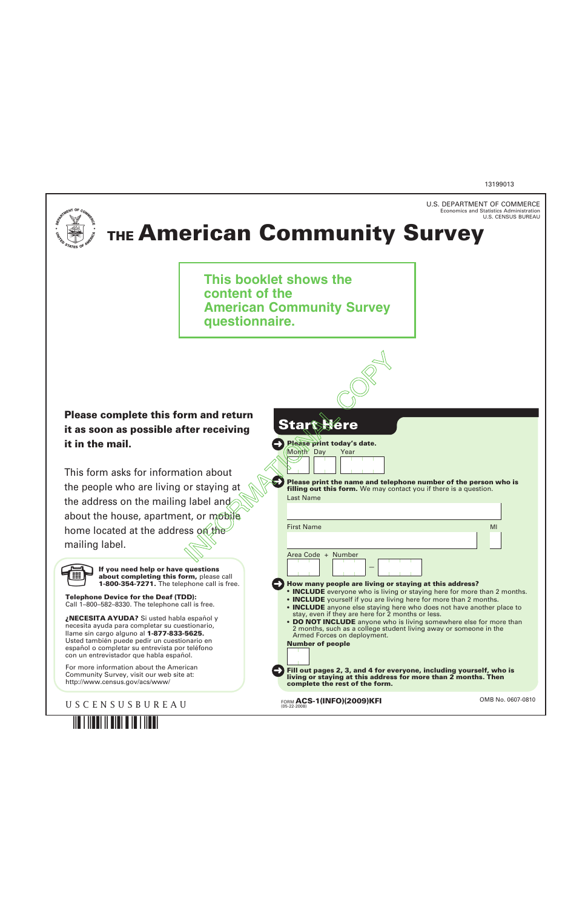13199013

U.S. DEPARTMENT OF COMMERCE
Economics and Statistics Administration
U.S. CENSUS BUREAU

# THE American Community Survey

**This booklet shows the content of the American Community Survey questionnaire.**

INFORMATIONAL COPY

**Please complete this form and return it as soon as possible after receiving it in the mail.**

This form asks for information about the people who are living or staying at the address on the mailing label and about the house, apartment, or mobile home located at the address on the mailing label.

**If you need help or have questions about completing this form,** please call **1-800-354-7271.** The telephone call is free.

**Telephone Device for the Deaf (TDD):**
Call 1–800–582–8330. The telephone call is free.

**¿NECESITA AYUDA?** Si usted habla español y necesita ayuda para completar su cuestionario, llame sin cargo alguno al **1-877-833-5625.** Usted también puede pedir un cuestionario en español o completar su entrevista por teléfono con un entrevistador que habla español.

For more information about the American Community Survey, visit our web site at:
http://www.census.gov/acs/www/

## Start Here

➔ **Please print today's date.**

Month Day Year

➔ **Please print the name and telephone number of the person who is filling out this form.** We may contact you if there is a question.

Last Name

First Name MI

Area Code + Number

➔ **How many people are living or staying at this address?**

- **INCLUDE** everyone who is living or staying here for more than 2 months.
- **INCLUDE** yourself if you are living here for more than 2 months.
- **INCLUDE** anyone else staying here who does not have another place to stay, even if they are here for 2 months or less.
- **DO NOT INCLUDE** anyone who is living somewhere else for more than 2 months, such as a college student living away or someone in the Armed Forces on deployment.

**Number of people**

➔ **Fill out pages 2, 3, and 4 for everyone, including yourself, who is living or staying at this address for more than 2 months. Then complete the rest of the form.**

USCENSUSBUREAU

FORM **ACS-1(INFO)(2009)KFI**
(05-22-2008)

OMB No. 0607-0810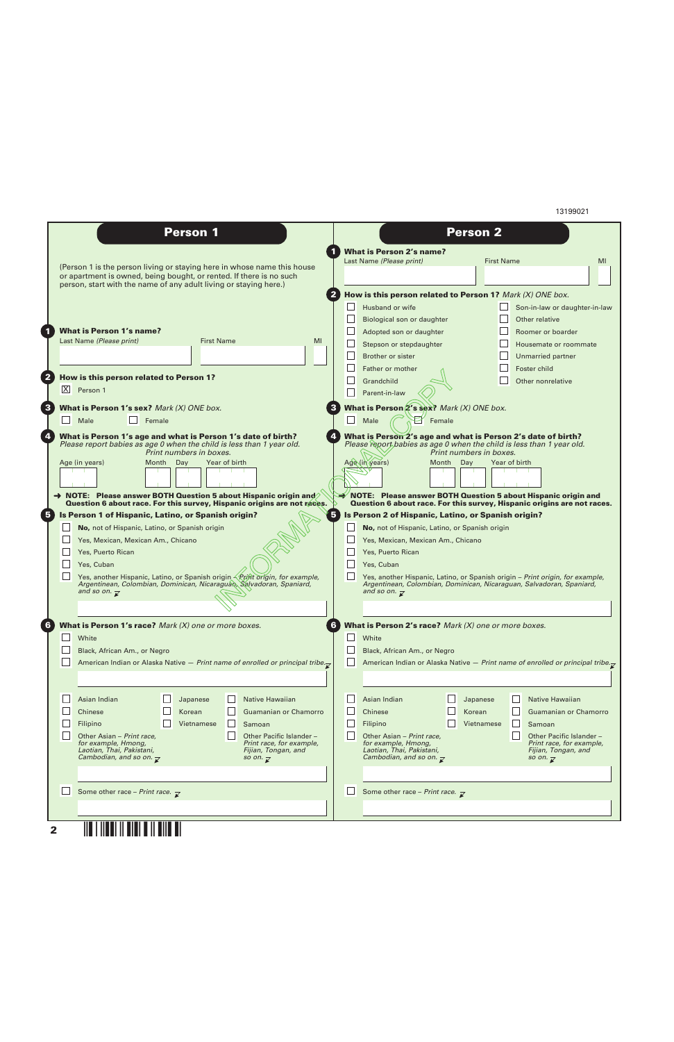## Person 1

(Person 1 is the person living or staying here in whose name this house or apartment is owned, being bought, or rented. If there is no such person, start with the name of any adult living or staying here.)

**1 What is Person 1's name?**

Last Name *(Please print)* First Name MI

**2 How is this person related to Person 1?**

- [X] Person 1

**3 What is Person 1's sex?** *Mark (X) ONE box.*

- [ ] Male
- [ ] Female

**4 What is Person 1's age and what is Person 1's date of birth?**
*Please report babies as age 0 when the child is less than 1 year old.*
*Print numbers in boxes.*

Age (in years) Month Day Year of birth

→ **NOTE: Please answer BOTH Question 5 about Hispanic origin and Question 6 about race. For this survey, Hispanic origins are not races.**

**5 Is Person 1 of Hispanic, Latino, or Spanish origin?**

- [ ] **No,** not of Hispanic, Latino, or Spanish origin
- [ ] Yes, Mexican, Mexican Am., Chicano
- [ ] Yes, Puerto Rican
- [ ] Yes, Cuban
- [ ] Yes, another Hispanic, Latino, or Spanish origin – *Print origin, for example, Argentinean, Colombian, Dominican, Nicaraguan, Salvadoran, Spaniard, and so on.*

**6 What is Person 1's race?** *Mark (X) one or more boxes.*

- [ ] White
- [ ] Black, African Am., or Negro
- [ ] American Indian or Alaska Native — *Print name of enrolled or principal tribe.*
- [ ] Asian Indian
- [ ] Chinese
- [ ] Filipino
- [ ] Other Asian – *Print race, for example, Hmong, Laotian, Thai, Pakistani, Cambodian, and so on.*
- [ ] Japanese
- [ ] Korean
- [ ] Vietnamese
- [ ] Native Hawaiian
- [ ] Guamanian or Chamorro
- [ ] Samoan
- [ ] Other Pacific Islander – *Print race, for example, Fijian, Tongan, and so on.*
- [ ] Some other race – *Print race.*

## Person 2

**1 What is Person 2's name?**

Last Name *(Please print)* First Name MI

**2 How is this person related to Person 1?** *Mark (X) ONE box.*

- [ ] Husband or wife
- [ ] Biological son or daughter
- [ ] Adopted son or daughter
- [ ] Stepson or stepdaughter
- [ ] Brother or sister
- [ ] Father or mother
- [ ] Grandchild
- [ ] Parent-in-law
- [ ] Son-in-law or daughter-in-law
- [ ] Other relative
- [ ] Roomer or boarder
- [ ] Housemate or roommate
- [ ] Unmarried partner
- [ ] Foster child
- [ ] Other nonrelative

**3 What is Person 2's sex?** *Mark (X) ONE box.*

- [ ] Male
- [ ] Female

**4 What is Person 2's age and what is Person 2's date of birth?**
*Please report babies as age 0 when the child is less than 1 year old.*
*Print numbers in boxes.*

Age (in years) Month Day Year of birth

→ **NOTE: Please answer BOTH Question 5 about Hispanic origin and Question 6 about race. For this survey, Hispanic origins are not races.**

**5 Is Person 2 of Hispanic, Latino, or Spanish origin?**

- [ ] **No,** not of Hispanic, Latino, or Spanish origin
- [ ] Yes, Mexican, Mexican Am., Chicano
- [ ] Yes, Puerto Rican
- [ ] Yes, Cuban
- [ ] Yes, another Hispanic, Latino, or Spanish origin – *Print origin, for example, Argentinean, Colombian, Dominican, Nicaraguan, Salvadoran, Spaniard, and so on.*

**6 What is Person 2's race?** *Mark (X) one or more boxes.*

- [ ] White
- [ ] Black, African Am., or Negro
- [ ] American Indian or Alaska Native — *Print name of enrolled or principal tribe.*
- [ ] Asian Indian
- [ ] Chinese
- [ ] Filipino
- [ ] Other Asian – *Print race, for example, Hmong, Laotian, Thai, Pakistani, Cambodian, and so on.*
- [ ] Japanese
- [ ] Korean
- [ ] Vietnamese
- [ ] Native Hawaiian
- [ ] Guamanian or Chamorro
- [ ] Samoan
- [ ] Other Pacific Islander – *Print race, for example, Fijian, Tongan, and so on.*
- [ ] Some other race – *Print race.*

INFORMATIONAL COPY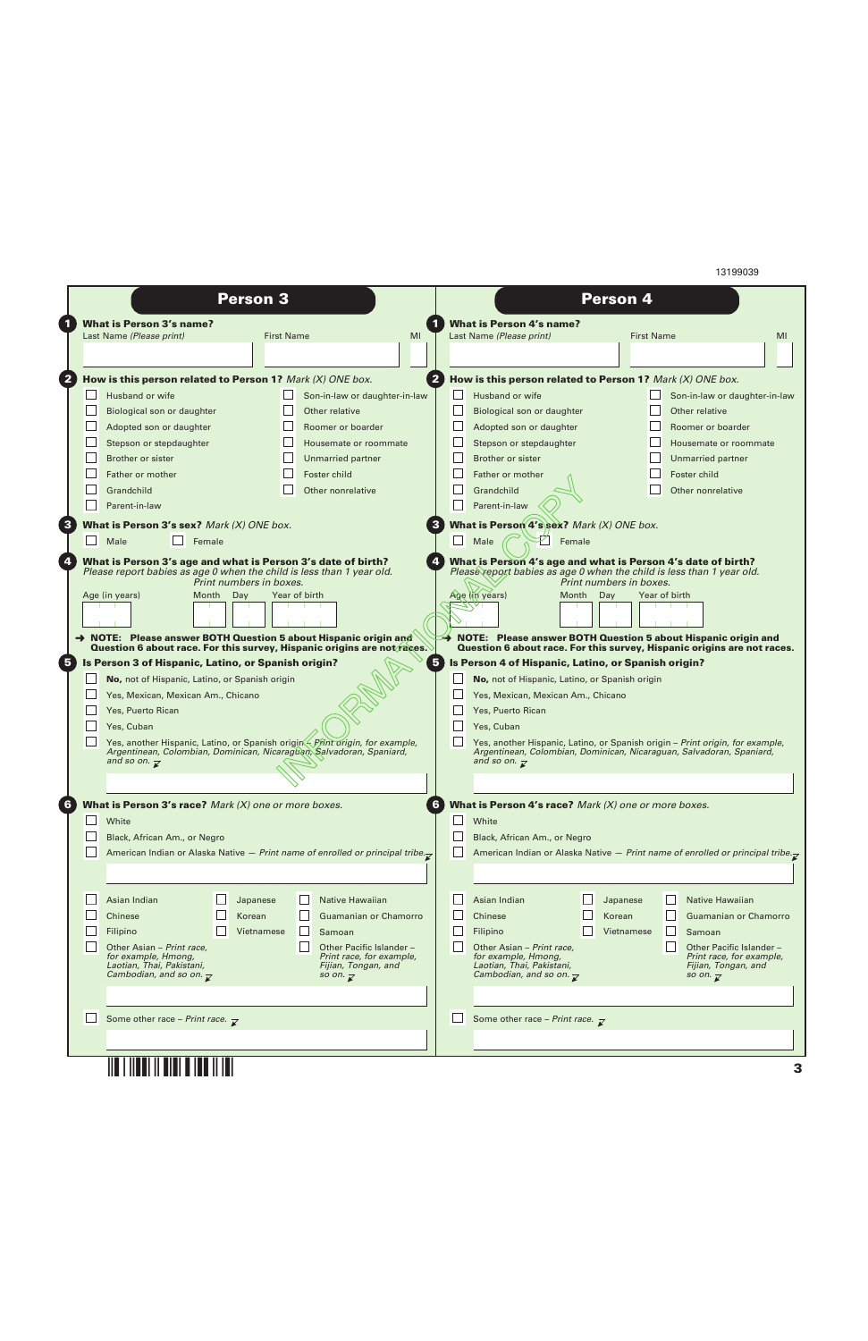13199039

## Person 3

**1 What is Person 3's name?**

Last Name *(Please print)* | First Name | MI

**2 How is this person related to Person 1?** *Mark (X) ONE box.*

- ☐ Husband or wife
- ☐ Biological son or daughter
- ☐ Adopted son or daughter
- ☐ Stepson or stepdaughter
- ☐ Brother or sister
- ☐ Father or mother
- ☐ Grandchild
- ☐ Parent-in-law
- ☐ Son-in-law or daughter-in-law
- ☐ Other relative
- ☐ Roomer or boarder
- ☐ Housemate or roommate
- ☐ Unmarried partner
- ☐ Foster child
- ☐ Other nonrelative

**3 What is Person 3's sex?** *Mark (X) ONE box.*

- ☐ Male
- ☐ Female

**4 What is Person 3's age and what is Person 3's date of birth?**
*Please report babies as age 0 when the child is less than 1 year old.*
*Print numbers in boxes.*

Age (in years) | Month | Day | Year of birth

➜ **NOTE: Please answer BOTH Question 5 about Hispanic origin and Question 6 about race. For this survey, Hispanic origins are not races.**

**5 Is Person 3 of Hispanic, Latino, or Spanish origin?**

- ☐ **No,** not of Hispanic, Latino, or Spanish origin
- ☐ Yes, Mexican, Mexican Am., Chicano
- ☐ Yes, Puerto Rican
- ☐ Yes, Cuban
- ☐ Yes, another Hispanic, Latino, or Spanish origin – *Print origin, for example, Argentinean, Colombian, Dominican, Nicaraguan, Salvadoran, Spaniard, and so on.*

**6 What is Person 3's race?** *Mark (X) one or more boxes.*

- ☐ White
- ☐ Black, African Am., or Negro
- ☐ American Indian or Alaska Native — *Print name of enrolled or principal tribe.*
- ☐ Asian Indian
- ☐ Chinese
- ☐ Filipino
- ☐ Other Asian – *Print race, for example, Hmong, Laotian, Thai, Pakistani, Cambodian, and so on.*
- ☐ Japanese
- ☐ Korean
- ☐ Vietnamese
- ☐ Native Hawaiian
- ☐ Guamanian or Chamorro
- ☐ Samoan
- ☐ Other Pacific Islander – *Print race, for example, Fijian, Tongan, and so on.*
- ☐ Some other race – *Print race.*

## Person 4

**1 What is Person 4's name?**

Last Name *(Please print)* | First Name | MI

**2 How is this person related to Person 1?** *Mark (X) ONE box.*

- ☐ Husband or wife
- ☐ Biological son or daughter
- ☐ Adopted son or daughter
- ☐ Stepson or stepdaughter
- ☐ Brother or sister
- ☐ Father or mother
- ☐ Grandchild
- ☐ Parent-in-law
- ☐ Son-in-law or daughter-in-law
- ☐ Other relative
- ☐ Roomer or boarder
- ☐ Housemate or roommate
- ☐ Unmarried partner
- ☐ Foster child
- ☐ Other nonrelative

**3 What is Person 4's sex?** *Mark (X) ONE box.*

- ☐ Male
- ☐ Female

**4 What is Person 4's age and what is Person 4's date of birth?**
*Please report babies as age 0 when the child is less than 1 year old.*
*Print numbers in boxes.*

Age (in years) | Month | Day | Year of birth

➜ **NOTE: Please answer BOTH Question 5 about Hispanic origin and Question 6 about race. For this survey, Hispanic origins are not races.**

**5 Is Person 4 of Hispanic, Latino, or Spanish origin?**

- ☐ **No,** not of Hispanic, Latino, or Spanish origin
- ☐ Yes, Mexican, Mexican Am., Chicano
- ☐ Yes, Puerto Rican
- ☐ Yes, Cuban
- ☐ Yes, another Hispanic, Latino, or Spanish origin – *Print origin, for example, Argentinean, Colombian, Dominican, Nicaraguan, Salvadoran, Spaniard, and so on.*

**6 What is Person 4's race?** *Mark (X) one or more boxes.*

- ☐ White
- ☐ Black, African Am., or Negro
- ☐ American Indian or Alaska Native — *Print name of enrolled or principal tribe.*
- ☐ Asian Indian
- ☐ Chinese
- ☐ Filipino
- ☐ Other Asian – *Print race, for example, Hmong, Laotian, Thai, Pakistani, Cambodian, and so on.*
- ☐ Japanese
- ☐ Korean
- ☐ Vietnamese
- ☐ Native Hawaiian
- ☐ Guamanian or Chamorro
- ☐ Samoan
- ☐ Other Pacific Islander – *Print race, for example, Fijian, Tongan, and so on.*
- ☐ Some other race – *Print race.*

INFORMATIONAL COPY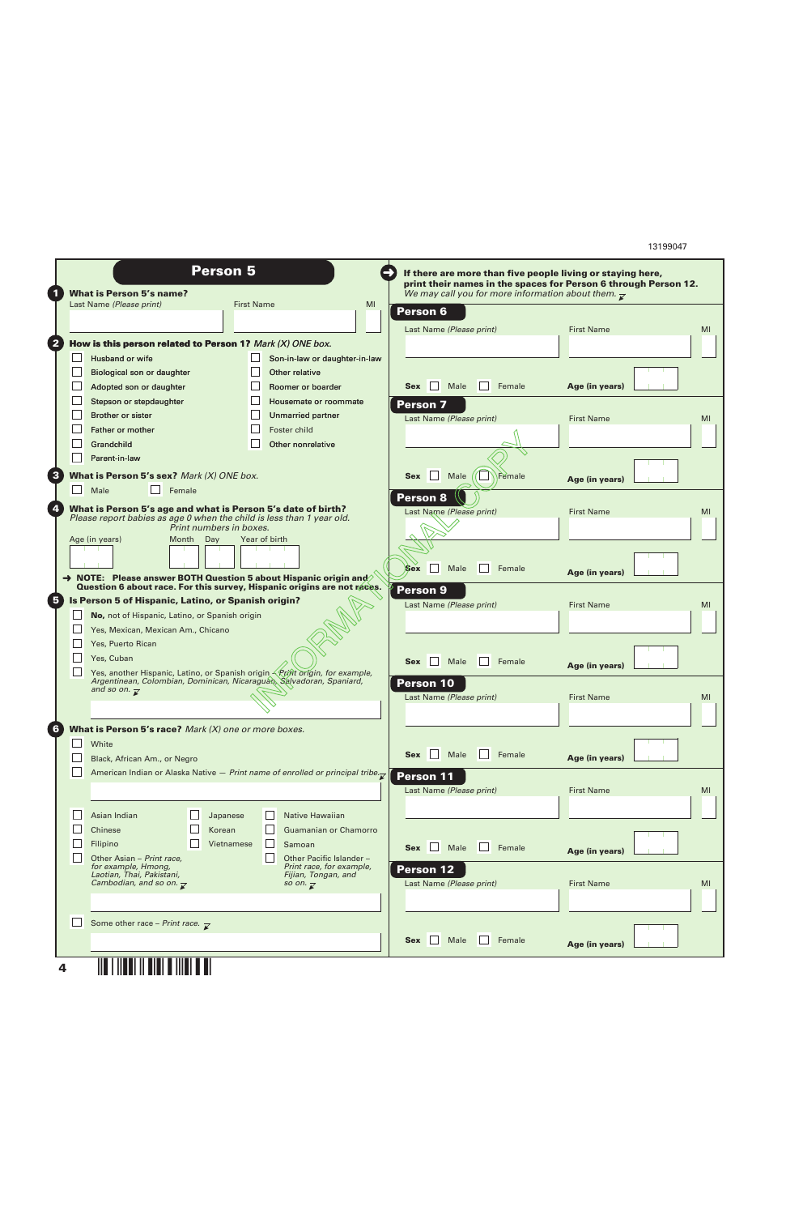13199047

## Person 5

**1 What is Person 5's name?**

Last Name *(Please print)* First Name MI

**2 How is this person related to Person 1?** *Mark (X) ONE box.*

- ☐ Husband or wife
- ☐ Biological son or daughter
- ☐ Adopted son or daughter
- ☐ Stepson or stepdaughter
- ☐ Brother or sister
- ☐ Father or mother
- ☐ Grandchild
- ☐ Parent-in-law
- ☐ Son-in-law or daughter-in-law
- ☐ Other relative
- ☐ Roomer or boarder
- ☐ Housemate or roommate
- ☐ Unmarried partner
- ☐ Foster child
- ☐ Other nonrelative

**3 What is Person 5's sex?** *Mark (X) ONE box.*

- ☐ Male
- ☐ Female

**4 What is Person 5's age and what is Person 5's date of birth?**
*Please report babies as age 0 when the child is less than 1 year old. Print numbers in boxes.*

Age (in years) Month Day Year of birth

→ **NOTE: Please answer BOTH Question 5 about Hispanic origin and Question 6 about race. For this survey, Hispanic origins are not races.**

**5 Is Person 5 of Hispanic, Latino, or Spanish origin?**

- ☐ **No,** not of Hispanic, Latino, or Spanish origin
- ☐ Yes, Mexican, Mexican Am., Chicano
- ☐ Yes, Puerto Rican
- ☐ Yes, Cuban
- ☐ Yes, another Hispanic, Latino, or Spanish origin – *Print origin, for example, Argentinean, Colombian, Dominican, Nicaraguan, Salvadoran, Spaniard, and so on.*

**6 What is Person 5's race?** *Mark (X) one or more boxes.*

- ☐ White
- ☐ Black, African Am., or Negro
- ☐ American Indian or Alaska Native – *Print name of enrolled or principal tribe.*
- ☐ Asian Indian
- ☐ Chinese
- ☐ Filipino
- ☐ Other Asian – *Print race, for example, Hmong, Laotian, Thai, Pakistani, Cambodian, and so on.*
- ☐ Japanese
- ☐ Korean
- ☐ Vietnamese
- ☐ Native Hawaiian
- ☐ Guamanian or Chamorro
- ☐ Samoan
- ☐ Other Pacific Islander – *Print race, for example, Fijian, Tongan, and so on.*
- ☐ Some other race – *Print race.*

**If there are more than five people living or staying here, print their names in the spaces for Person 6 through Person 12.**
*We may call you for more information about them.*

## Person 6

Last Name *(Please print)* First Name MI

**Sex** ☐ Male ☐ Female **Age (in years)**

## Person 7

Last Name *(Please print)* First Name MI

**Sex** ☐ Male ☐ Female **Age (in years)**

## Person 8

Last Name *(Please print)* First Name MI

**Sex** ☐ Male ☐ Female **Age (in years)**

## Person 9

Last Name *(Please print)* First Name MI

**Sex** ☐ Male ☐ Female **Age (in years)**

## Person 10

Last Name *(Please print)* First Name MI

**Sex** ☐ Male ☐ Female **Age (in years)**

## Person 11

Last Name *(Please print)* First Name MI

**Sex** ☐ Male ☐ Female **Age (in years)**

## Person 12

Last Name *(Please print)* First Name MI

**Sex** ☐ Male ☐ Female **Age (in years)**

INFORMATIONAL COPY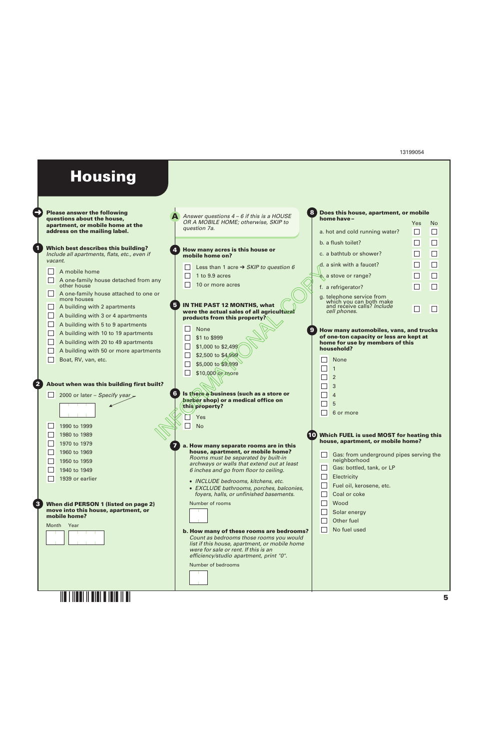# Housing

**Please answer the following questions about the house, apartment, or mobile home at the address on the mailing label.**

## 1 Which best describes this building?

*Include all apartments, flats, etc., even if vacant.*

- ☐ A mobile home
- ☐ A one-family house detached from any other house
- ☐ A one-family house attached to one or more houses
- ☐ A building with 2 apartments
- ☐ A building with 3 or 4 apartments
- ☐ A building with 5 to 9 apartments
- ☐ A building with 10 to 19 apartments
- ☐ A building with 20 to 49 apartments
- ☐ A building with 50 or more apartments
- ☐ Boat, RV, van, etc.

## 2 About when was this building first built?

- ☐ 2000 or later – *Specify year*
- ☐ 1990 to 1999
- ☐ 1980 to 1989
- ☐ 1970 to 1979
- ☐ 1960 to 1969
- ☐ 1950 to 1959
- ☐ 1940 to 1949
- ☐ 1939 or earlier

## 3 When did PERSON 1 (listed on page 2) move into this house, apartment, or mobile home?

Month Year

## A

*Answer questions 4 – 6 if this is a HOUSE OR A MOBILE HOME; otherwise, SKIP to question 7a.*

## 4 How many acres is this house or mobile home on?

- ☐ Less than 1 acre ➔ *SKIP to question 6*
- ☐ 1 to 9.9 acres
- ☐ 10 or more acres

## 5 IN THE PAST 12 MONTHS, what were the actual sales of all agricultural products from this property?

- ☐ None
- ☐ $1 to $999
- ☐ $1,000 to $2,499
- ☐ $2,500 to $4,999
- ☐ $5,000 to $9,999
- ☐ $10,000 or more

## 6 Is there a business (such as a store or barber shop) or a medical office on this property?

- ☐ Yes
- ☐ No

## 7 a. How many separate rooms are in this house, apartment, or mobile home?

*Rooms must be separated by built-in archways or walls that extend out at least 6 inches and go from floor to ceiling.*

- *INCLUDE bedrooms, kitchens, etc.*
- *EXCLUDE bathrooms, porches, balconies, foyers, halls, or unfinished basements.*

Number of rooms

**b. How many of these rooms are bedrooms?**

*Count as bedrooms those rooms you would list if this house, apartment, or mobile home were for sale or rent. If this is an efficiency/studio apartment, print "0".*

Number of bedrooms

## 8 Does this house, apartment, or mobile home have –

| | Yes | No |
|---|---|---|
| a. hot and cold running water? | ☐ | ☐ |
| b. a flush toilet? | ☐ | ☐ |
| c. a bathtub or shower? | ☐ | ☐ |
| d. a sink with a faucet? | ☐ | ☐ |
| e. a stove or range? | ☐ | ☐ |
| f. a refrigerator? | ☐ | ☐ |
| g. telephone service from which you can both make and receive calls? *Include cell phones.* | ☐ | ☐ |

## 9 How many automobiles, vans, and trucks of one-ton capacity or less are kept at home for use by members of this household?

- ☐ None
- ☐ 1
- ☐ 2
- ☐ 3
- ☐ 4
- ☐ 5
- ☐ 6 or more

## 10 Which FUEL is used MOST for heating this house, apartment, or mobile home?

- ☐ Gas: from underground pipes serving the neighborhood
- ☐ Gas: bottled, tank, or LP
- ☐ Electricity
- ☐ Fuel oil, kerosene, etc.
- ☐ Coal or coke
- ☐ Wood
- ☐ Solar energy
- ☐ Other fuel
- ☐ No fuel used

INFORMATIONAL COPY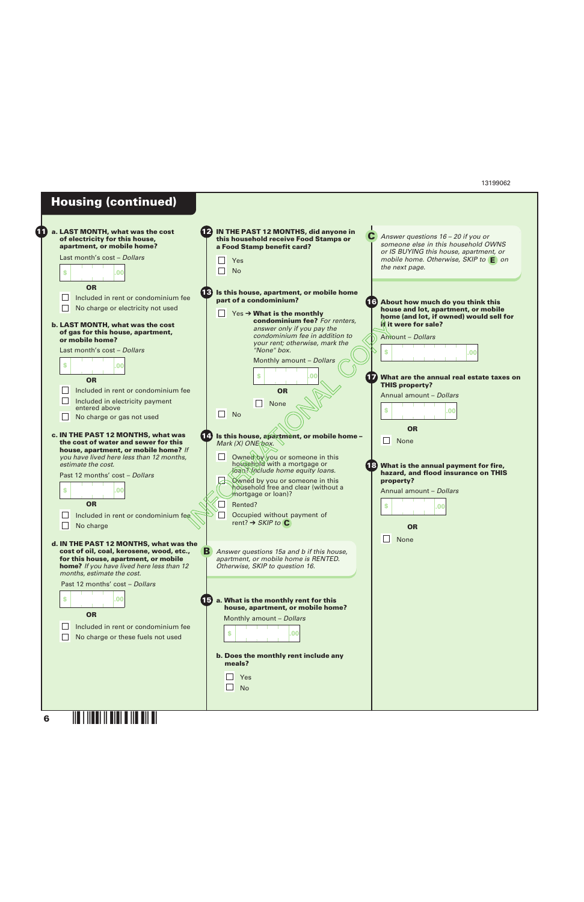13199062

## Housing (continued)

**11** **a. LAST MONTH, what was the cost of electricity for this house, apartment, or mobile home?**

Last month's cost – *Dollars*

$ .00

**OR**

- ☐ Included in rent or condominium fee
- ☐ No charge or electricity not used

**b. LAST MONTH, what was the cost of gas for this house, apartment, or mobile home?**

Last month's cost – *Dollars*

$ .00

**OR**

- ☐ Included in rent or condominium fee
- ☐ Included in electricity payment entered above
- ☐ No charge or gas not used

**c. IN THE PAST 12 MONTHS, what was the cost of water and sewer for this house, apartment, or mobile home?** *If you have lived here less than 12 months, estimate the cost.*

Past 12 months' cost – *Dollars*

$ .00

**OR**

- ☐ Included in rent or condominium fee
- ☐ No charge

**d. IN THE PAST 12 MONTHS, what was the cost of oil, coal, kerosene, wood, etc., for this house, apartment, or mobile home?** *If you have lived here less than 12 months, estimate the cost.*

Past 12 months' cost – *Dollars*

$ .00

**OR**

- ☐ Included in rent or condominium fee
- ☐ No charge or these fuels not used

**12** **IN THE PAST 12 MONTHS, did anyone in this household receive Food Stamps or a Food Stamp benefit card?**

- ☐ Yes
- ☐ No

**13** **Is this house, apartment, or mobile home part of a condominium?**

- ☐ Yes → **What is the monthly condominium fee?** *For renters, answer only if you pay the condominium fee in addition to your rent; otherwise, mark the "None" box.*

  Monthly amount – *Dollars*

  $ .00

  **OR**

  ☐ None

- ☐ No

**14** **Is this house, apartment, or mobile home –** *Mark (X) ONE box.*

- ☐ Owned by you or someone in this household with a mortgage or loan? *Include home equity loans.*
- ☐ Owned by you or someone in this household free and clear (without a mortgage or loan)?
- ☐ Rented?
- ☐ Occupied without payment of rent? → *SKIP to* **C**

**B** *Answer questions 15a and b if this house, apartment, or mobile home is RENTED. Otherwise, SKIP to question 16.*

**15** **a. What is the monthly rent for this house, apartment, or mobile home?**

Monthly amount – *Dollars*

$ .00

**b. Does the monthly rent include any meals?**

- ☐ Yes
- ☐ No

**C** *Answer questions 16 – 20 if you or someone else in this household OWNS or IS BUYING this house, apartment, or mobile home. Otherwise, SKIP to* **E** *on the next page.*

**16** **About how much do you think this house and lot, apartment, or mobile home (and lot, if owned) would sell for if it were for sale?**

Amount – *Dollars*

$ .00

**17** **What are the annual real estate taxes on THIS property?**

Annual amount – *Dollars*

$ .00

**OR**

☐ None

**18** **What is the annual payment for fire, hazard, and flood insurance on THIS property?**

Annual amount – *Dollars*

$ .00

**OR**

☐ None

INFORMATIONAL COPY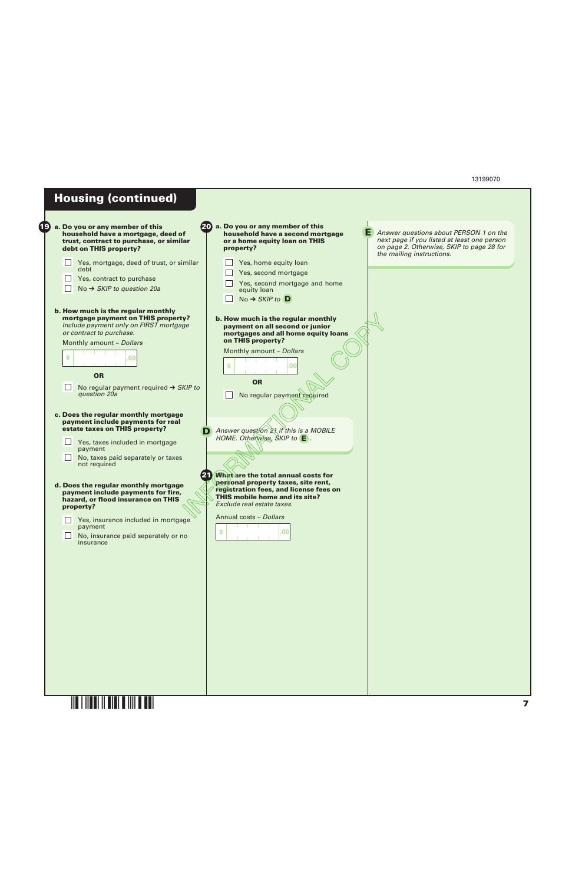## Housing (continued)

**19 a. Do you or any member of this household have a mortgage, deed of trust, contract to purchase, or similar debt on THIS property?**

- ☐ Yes, mortgage, deed of trust, or similar debt
- ☐ Yes, contract to purchase
- ☐ No → *SKIP to question 20a*

**b. How much is the regular monthly mortgage payment on THIS property?**
*Include payment only on FIRST mortgage or contract to purchase.*

Monthly amount – *Dollars*

$ ________ .00

**OR**

- ☐ No regular payment required → *SKIP to question 20a*

**c. Does the regular monthly mortgage payment include payments for real estate taxes on THIS property?**

- ☐ Yes, taxes included in mortgage payment
- ☐ No, taxes paid separately or taxes not required

**d. Does the regular monthly mortgage payment include payments for fire, hazard, or flood insurance on THIS property?**

- ☐ Yes, insurance included in mortgage payment
- ☐ No, insurance paid separately or no insurance

**20 a. Do you or any member of this household have a second mortgage or a home equity loan on THIS property?**

- ☐ Yes, home equity loan
- ☐ Yes, second mortgage
- ☐ Yes, second mortgage and home equity loan
- ☐ No → *SKIP to* **D**

**b. How much is the regular monthly payment on all second or junior mortgages and all home equity loans on THIS property?**

Monthly amount – *Dollars*

$ ________ .00

**OR**

- ☐ No regular payment required

**D** *Answer question 21 if this is a MOBILE HOME. Otherwise, SKIP to* **E**.

**21 What are the total annual costs for personal property taxes, site rent, registration fees, and license fees on THIS mobile home and its site?**
*Exclude real estate taxes.*

Annual costs – *Dollars*

$ ________ .00

**E** *Answer questions about PERSON 1 on the next page if you listed at least one person on page 2. Otherwise, SKIP to page 28 for the mailing instructions.*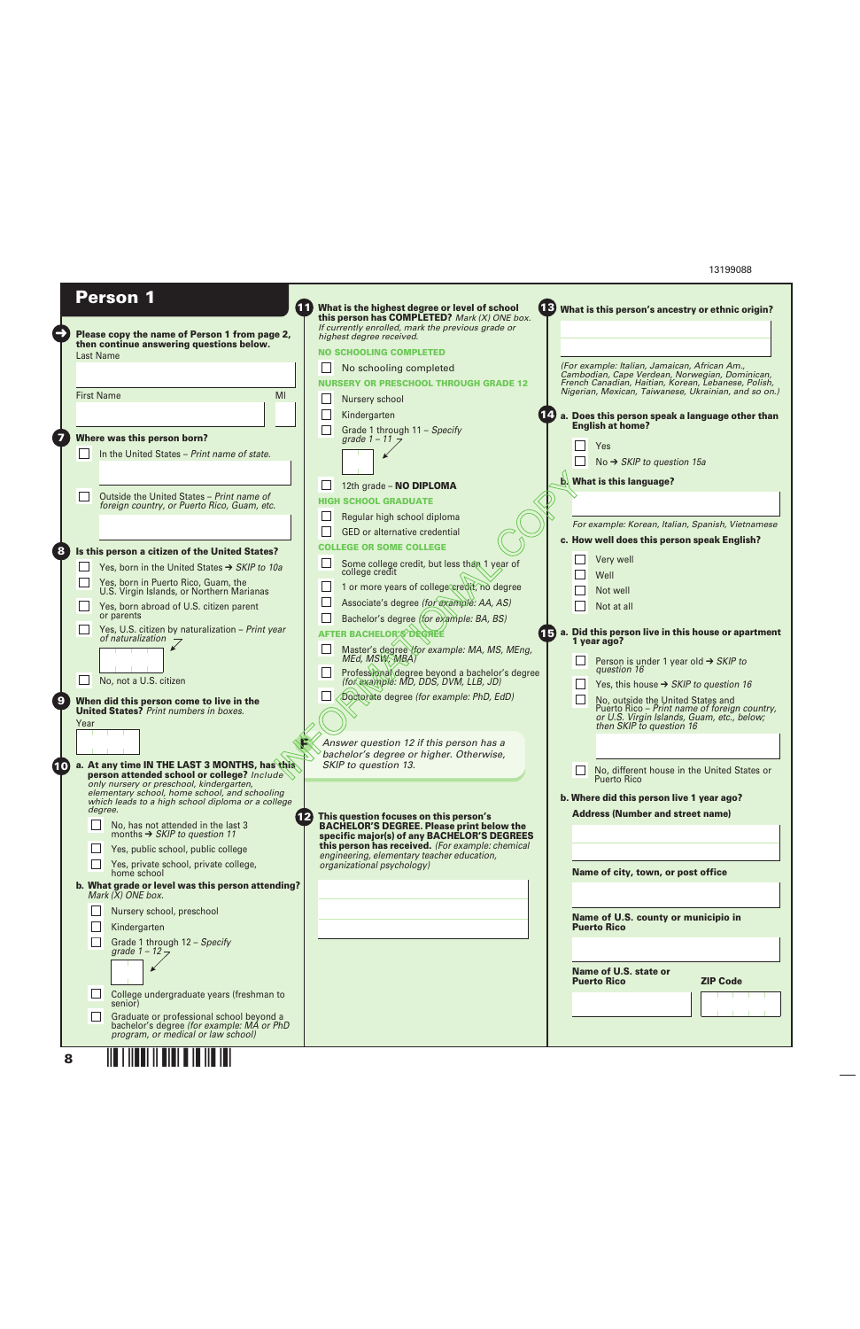13199088

# Person 1

➔ **Please copy the name of Person 1 from page 2, then continue answering questions below.**

Last Name

First Name MI

**7 Where was this person born?**

- ☐ In the United States – *Print name of state.*
- ☐ Outside the United States – *Print name of foreign country, or Puerto Rico, Guam, etc.*

**8 Is this person a citizen of the United States?**

- ☐ Yes, born in the United States ➔ *SKIP to 10a*
- ☐ Yes, born in Puerto Rico, Guam, the U.S. Virgin Islands, or Northern Marianas
- ☐ Yes, born abroad of U.S. citizen parent or parents
- ☐ Yes, U.S. citizen by naturalization – *Print year of naturalization*
- ☐ No, not a U.S. citizen

**9 When did this person come to live in the United States?** *Print numbers in boxes.*

Year

**10 a. At any time IN THE LAST 3 MONTHS, has this person attended school or college?** *Include only nursery or preschool, kindergarten, elementary school, home school, and schooling which leads to a high school diploma or a college degree.*

- ☐ No, has not attended in the last 3 months ➔ *SKIP to question 11*
- ☐ Yes, public school, public college
- ☐ Yes, private school, private college, home school

**b. What grade or level was this person attending?** *Mark (X) ONE box.*

- ☐ Nursery school, preschool
- ☐ Kindergarten
- ☐ Grade 1 through 12 – *Specify grade 1 – 12*
- ☐ College undergraduate years (freshman to senior)
- ☐ Graduate or professional school beyond a bachelor's degree *(for example: MA or PhD program, or medical or law school)*

**11 What is the highest degree or level of school this person has COMPLETED?** *Mark (X) ONE box. If currently enrolled, mark the previous grade or highest degree received.*

NO SCHOOLING COMPLETED

- ☐ No schooling completed

NURSERY OR PRESCHOOL THROUGH GRADE 12

- ☐ Nursery school
- ☐ Kindergarten
- ☐ Grade 1 through 11 – *Specify grade 1 – 11*
- ☐ 12th grade – **NO DIPLOMA**

HIGH SCHOOL GRADUATE

- ☐ Regular high school diploma
- ☐ GED or alternative credential

COLLEGE OR SOME COLLEGE

- ☐ Some college credit, but less than 1 year of college credit
- ☐ 1 or more years of college credit, no degree
- ☐ Associate's degree *(for example: AA, AS)*
- ☐ Bachelor's degree *(for example: BA, BS)*

AFTER BACHELOR'S DEGREE

- ☐ Master's degree *(for example: MA, MS, MEng, MEd, MSW, MBA)*
- ☐ Professional degree beyond a bachelor's degree *(for example: MD, DDS, DVM, LLB, JD)*
- ☐ Doctorate degree *(for example: PhD, EdD)*

F *Answer question 12 if this person has a bachelor's degree or higher. Otherwise, SKIP to question 13.*

**12 This question focuses on this person's BACHELOR'S DEGREE. Please print below the specific major(s) of any BACHELOR'S DEGREES this person has received.** *(For example: chemical engineering, elementary teacher education, organizational psychology)*

**13 What is this person's ancestry or ethnic origin?**

*(For example: Italian, Jamaican, African Am., Cambodian, Cape Verdean, Norwegian, Dominican, French Canadian, Haitian, Korean, Lebanese, Polish, Nigerian, Mexican, Taiwanese, Ukrainian, and so on.)*

**14 a. Does this person speak a language other than English at home?**

- ☐ Yes
- ☐ No ➔ *SKIP to question 15a*

**b. What is this language?**

*For example: Korean, Italian, Spanish, Vietnamese*

**c. How well does this person speak English?**

- ☐ Very well
- ☐ Well
- ☐ Not well
- ☐ Not at all

**15 a. Did this person live in this house or apartment 1 year ago?**

- ☐ Person is under 1 year old ➔ *SKIP to question 16*
- ☐ Yes, this house ➔ *SKIP to question 16*
- ☐ No, outside the United States and Puerto Rico – *Print name of foreign country, or U.S. Virgin Islands, Guam, etc., below; then SKIP to question 16*
- ☐ No, different house in the United States or Puerto Rico

**b. Where did this person live 1 year ago?**

**Address (Number and street name)**

**Name of city, town, or post office**

**Name of U.S. county or municipio in Puerto Rico**

**Name of U.S. state or Puerto Rico** **ZIP Code**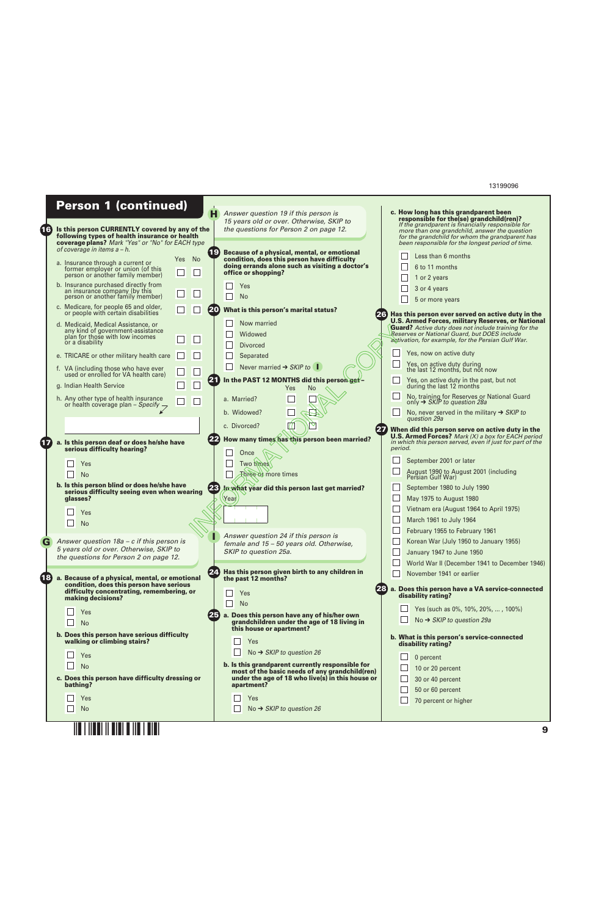13199096

## Person 1 (continued)

**16** **Is this person CURRENTLY covered by any of the following types of health insurance or health coverage plans?** *Mark "Yes" or "No" for EACH type of coverage in items a – h.*

| | Yes | No |
|---|---|---|
| a. Insurance through a current or former employer or union (of this person or another family member) | ☐ | ☐ |
| b. Insurance purchased directly from an insurance company (by this person or another family member) | ☐ | ☐ |
| c. Medicare, for people 65 and older, or people with certain disabilities | ☐ | ☐ |
| d. Medicaid, Medical Assistance, or any kind of government-assistance plan for those with low incomes or a disability | ☐ | ☐ |
| e. TRICARE or other military health care | ☐ | ☐ |
| f. VA (including those who have ever used or enrolled for VA health care) | ☐ | ☐ |
| g. Indian Health Service | ☐ | ☐ |
| h. Any other type of health insurance or health coverage plan – *Specify* | ☐ | ☐ |

**17** **a. Is this person deaf or does he/she have serious difficulty hearing?**

- ☐ Yes
- ☐ No

**b. Is this person blind or does he/she have serious difficulty seeing even when wearing glasses?**

- ☐ Yes
- ☐ No

**G** *Answer question 18a – c if this person is 5 years old or over. Otherwise, SKIP to the questions for Person 2 on page 12.*

**18** **a. Because of a physical, mental, or emotional condition, does this person have serious difficulty concentrating, remembering, or making decisions?**

- ☐ Yes
- ☐ No

**b. Does this person have serious difficulty walking or climbing stairs?**

- ☐ Yes
- ☐ No

**c. Does this person have difficulty dressing or bathing?**

- ☐ Yes
- ☐ No

**H** *Answer question 19 if this person is 15 years old or over. Otherwise, SKIP to the questions for Person 2 on page 12.*

**19** **Because of a physical, mental, or emotional condition, does this person have difficulty doing errands alone such as visiting a doctor's office or shopping?**

- ☐ Yes
- ☐ No

**20** **What is this person's marital status?**

- ☐ Now married
- ☐ Widowed
- ☐ Divorced
- ☐ Separated
- ☐ Never married → *SKIP to* **I**

**21** **In the PAST 12 MONTHS did this person get –**

| | Yes | No |
|---|---|---|
| a. Married? | ☐ | ☐ |
| b. Widowed? | ☐ | ☐ |
| c. Divorced? | ☐ | ☐ |

**22** **How many times has this person been married?**

- ☐ Once
- ☐ Two times
- ☐ Three or more times

**23** **In what year did this person last get married?**

Year

**I** *Answer question 24 if this person is female and 15 – 50 years old. Otherwise, SKIP to question 25a.*

**24** **Has this person given birth to any children in the past 12 months?**

- ☐ Yes
- ☐ No

**25** **a. Does this person have any of his/her own grandchildren under the age of 18 living in this house or apartment?**

- ☐ Yes
- ☐ No → *SKIP to question 26*

**b. Is this grandparent currently responsible for most of the basic needs of any grandchild(ren) under the age of 18 who live(s) in this house or apartment?**

- ☐ Yes
- ☐ No → *SKIP to question 26*

**c. How long has this grandparent been responsible for the(se) grandchild(ren)?** *If the grandparent is financially responsible for more than one grandchild, answer the question for the grandchild for whom the grandparent has been responsible for the longest period of time.*

- ☐ Less than 6 months
- ☐ 6 to 11 months
- ☐ 1 or 2 years
- ☐ 3 or 4 years
- ☐ 5 or more years

**26** **Has this person ever served on active duty in the U.S. Armed Forces, military Reserves, or National Guard?** *Active duty does not include training for the Reserves or National Guard, but DOES include activation, for example, for the Persian Gulf War.*

- ☐ Yes, now on active duty
- ☐ Yes, on active duty during the last 12 months, but not now
- ☐ Yes, on active duty in the past, but not during the last 12 months
- ☐ No, training for Reserves or National Guard only → *SKIP to question 28a*
- ☐ No, never served in the military → *SKIP to question 29a*

**27** **When did this person serve on active duty in the U.S. Armed Forces?** *Mark (X) a box for EACH period in which this person served, even if just for part of the period.*

- ☐ September 2001 or later
- ☐ August 1990 to August 2001 (including Persian Gulf War)
- ☐ September 1980 to July 1990
- ☐ May 1975 to August 1980
- ☐ Vietnam era (August 1964 to April 1975)
- ☐ March 1961 to July 1964
- ☐ February 1955 to February 1961
- ☐ Korean War (July 1950 to January 1955)
- ☐ January 1947 to June 1950
- ☐ World War II (December 1941 to December 1946)
- ☐ November 1941 or earlier

**28** **a. Does this person have a VA service-connected disability rating?**

- ☐ Yes (such as 0%, 10%, 20%, ... , 100%)
- ☐ No → *SKIP to question 29a*

**b. What is this person's service-connected disability rating?**

- ☐ 0 percent
- ☐ 10 or 20 percent
- ☐ 30 or 40 percent
- ☐ 50 or 60 percent
- ☐ 70 percent or higher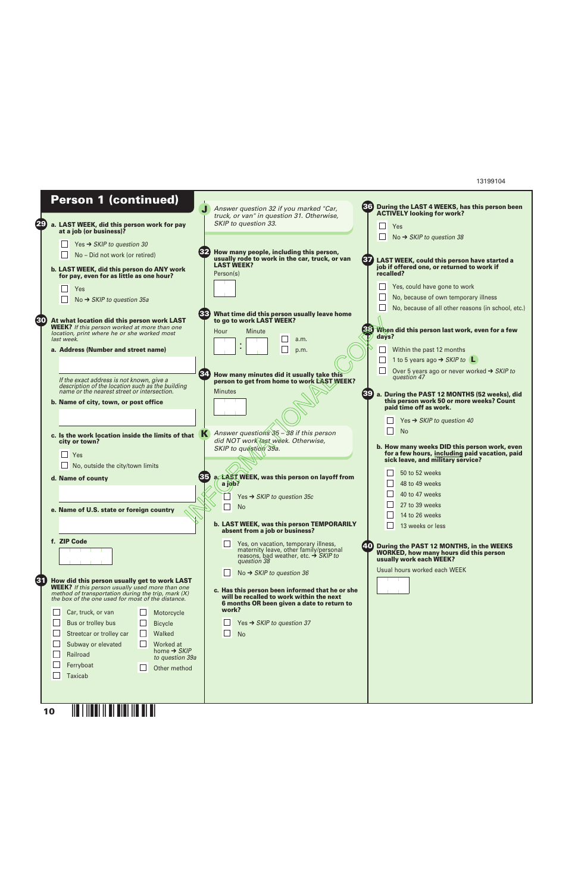13199104

## Person 1 (continued)

**29** a. **LAST WEEK, did this person work for pay at a job (or business)?**

- ☐ Yes → *SKIP to question 30*
- ☐ No – Did not work (or retired)

b. **LAST WEEK, did this person do ANY work for pay, even for as little as one hour?**

- ☐ Yes
- ☐ No → *SKIP to question 35a*

**30** **At what location did this person work LAST WEEK?** *If this person worked at more than one location, print where he or she worked most last week.*

a. **Address (Number and street name)**

*If the exact address is not known, give a description of the location such as the building name or the nearest street or intersection.*

b. **Name of city, town, or post office**

c. **Is the work location inside the limits of that city or town?**

- ☐ Yes
- ☐ No, outside the city/town limits

d. **Name of county**

e. **Name of U.S. state or foreign country**

f. **ZIP Code**

**31** **How did this person usually get to work LAST WEEK?** *If this person usually used more than one method of transportation during the trip, mark (X) the box of the one used for most of the distance.*

- ☐ Car, truck, or van
- ☐ Bus or trolley bus
- ☐ Streetcar or trolley car
- ☐ Subway or elevated
- ☐ Railroad
- ☐ Ferryboat
- ☐ Taxicab
- ☐ Motorcycle
- ☐ Bicycle
- ☐ Walked
- ☐ Worked at home → *SKIP to question 39a*
- ☐ Other method

**J** *Answer question 32 if you marked "Car, truck, or van" in question 31. Otherwise, SKIP to question 33.*

**32** **How many people, including this person, usually rode to work in the car, truck, or van LAST WEEK?**

Person(s)

**33** **What time did this person usually leave home to go to work LAST WEEK?**

Hour : Minute

- ☐ a.m.
- ☐ p.m.

**34** **How many minutes did it usually take this person to get from home to work LAST WEEK?**

Minutes

**K** *Answer questions 35 – 38 if this person did NOT work last week. Otherwise, SKIP to question 39a.*

**35** a. **LAST WEEK, was this person on layoff from a job?**

- ☐ Yes → *SKIP to question 35c*
- ☐ No

b. **LAST WEEK, was this person TEMPORARILY absent from a job or business?**

- ☐ Yes, on vacation, temporary illness, maternity leave, other family/personal reasons, bad weather, etc. → *SKIP to question 38*
- ☐ No → *SKIP to question 36*

c. **Has this person been informed that he or she will be recalled to work within the next 6 months OR been given a date to return to work?**

- ☐ Yes → *SKIP to question 37*
- ☐ No

**36** **During the LAST 4 WEEKS, has this person been ACTIVELY looking for work?**

- ☐ Yes
- ☐ No → *SKIP to question 38*

**37** **LAST WEEK, could this person have started a job if offered one, or returned to work if recalled?**

- ☐ Yes, could have gone to work
- ☐ No, because of own temporary illness
- ☐ No, because of all other reasons (in school, etc.)

**38** **When did this person last work, even for a few days?**

- ☐ Within the past 12 months
- ☐ 1 to 5 years ago → *SKIP to* **L**
- ☐ Over 5 years ago or never worked → *SKIP to question 47*

**39** a. **During the PAST 12 MONTHS (52 weeks), did this person work 50 or more weeks? Count paid time off as work.**

- ☐ Yes → *SKIP to question 40*
- ☐ No

b. **How many weeks DID this person work, even for a few hours, including paid vacation, paid sick leave, and military service?**

- ☐ 50 to 52 weeks
- ☐ 48 to 49 weeks
- ☐ 40 to 47 weeks
- ☐ 27 to 39 weeks
- ☐ 14 to 26 weeks
- ☐ 13 weeks or less

**40** **During the PAST 12 MONTHS, in the WEEKS WORKED, how many hours did this person usually work each WEEK?**

Usual hours worked each WEEK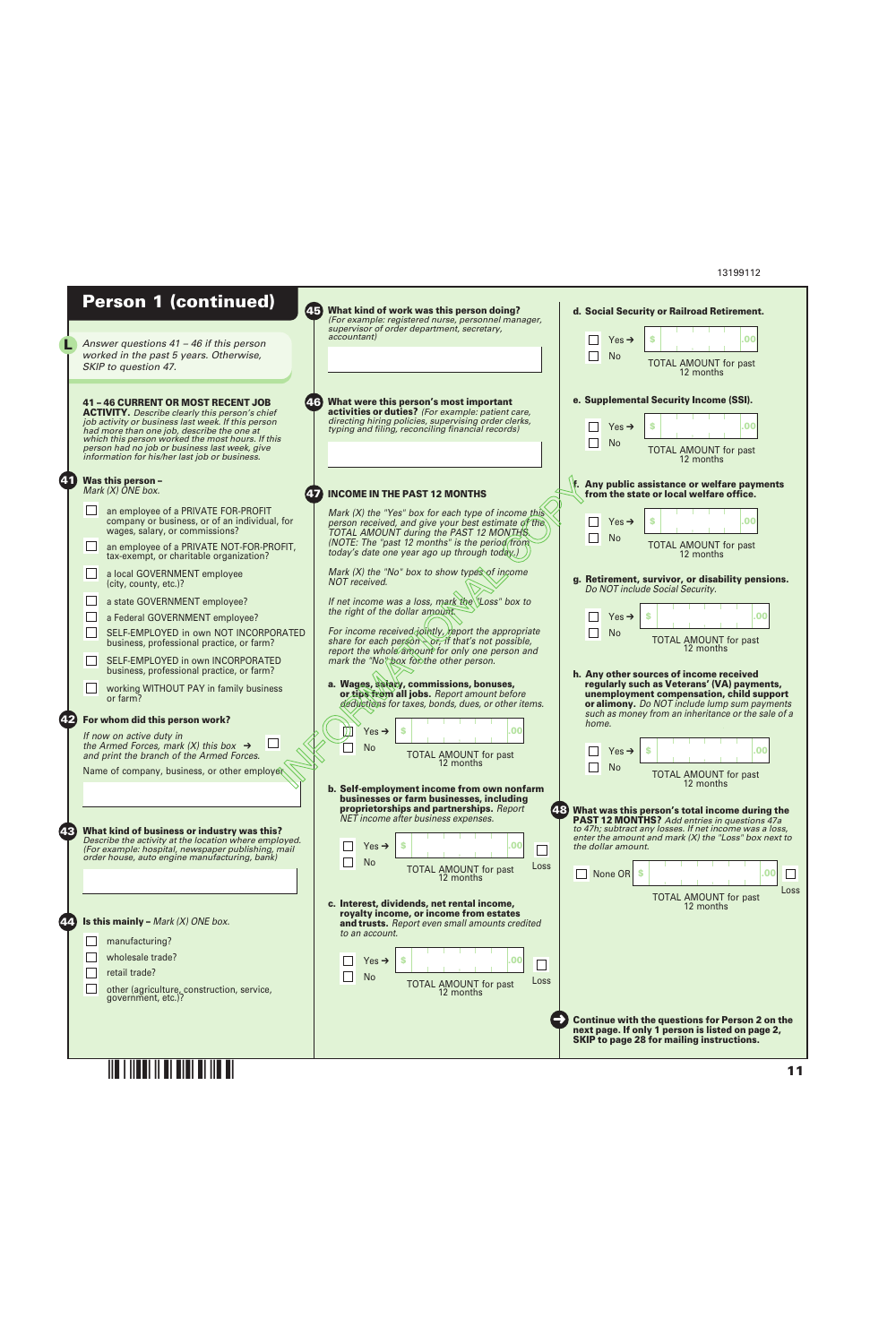13199112

# Person 1 (continued)

**L** *Answer questions 41 – 46 if this person worked in the past 5 years. Otherwise, SKIP to question 47.*

**41 – 46 CURRENT OR MOST RECENT JOB ACTIVITY.** *Describe clearly this person's chief job activity or business last week. If this person had more than one job, describe the one at which this person worked the most hours. If this person had no job or business last week, give information for his/her last job or business.*

**41 Was this person –**
*Mark (X) ONE box.*

- ☐ an employee of a PRIVATE FOR-PROFIT company or business, or of an individual, for wages, salary, or commissions?
- ☐ an employee of a PRIVATE NOT-FOR-PROFIT, tax-exempt, or charitable organization?
- ☐ a local GOVERNMENT employee (city, county, etc.)?
- ☐ a state GOVERNMENT employee?
- ☐ a Federal GOVERNMENT employee?
- ☐ SELF-EMPLOYED in own NOT INCORPORATED business, professional practice, or farm?
- ☐ SELF-EMPLOYED in own INCORPORATED business, professional practice, or farm?
- ☐ working WITHOUT PAY in family business or farm?

**42 For whom did this person work?**

*If now on active duty in the Armed Forces, mark (X) this box →* ☐ *and print the branch of the Armed Forces.*

Name of company, business, or other employer

**43 What kind of business or industry was this?**
*Describe the activity at the location where employed. (For example: hospital, newspaper publishing, mail order house, auto engine manufacturing, bank)*

**44 Is this mainly –** *Mark (X) ONE box.*

- ☐ manufacturing?
- ☐ wholesale trade?
- ☐ retail trade?
- ☐ other (agriculture, construction, service, government, etc.)?

**45 What kind of work was this person doing?**
*(For example: registered nurse, personnel manager, supervisor of order department, secretary, accountant)*

**46 What were this person's most important activities or duties?** *(For example: patient care, directing hiring policies, supervising order clerks, typing and filing, reconciling financial records)*

**47 INCOME IN THE PAST 12 MONTHS**

*Mark (X) the "Yes" box for each type of income this person received, and give your best estimate of the TOTAL AMOUNT during the PAST 12 MONTHS. (NOTE: The "past 12 months" is the period from today's date one year ago up through today.)*

*Mark (X) the "No" box to show types of income NOT received.*

*If net income was a loss, mark the "Loss" box to the right of the dollar amount.*

*For income received jointly, report the appropriate share for each person – or, if that's not possible, report the whole amount for only one person and mark the "No" box for the other person.*

**a. Wages, salary, commissions, bonuses, or tips from all jobs.** *Report amount before deductions for taxes, bonds, dues, or other items.*

- ☐ Yes → $ ______ .00 TOTAL AMOUNT for past 12 months
- ☐ No

**b. Self-employment income from own nonfarm businesses or farm businesses, including proprietorships and partnerships.** *Report NET income after business expenses.*

- ☐ Yes → $ ______ .00 ☐ Loss — TOTAL AMOUNT for past 12 months
- ☐ No

**c. Interest, dividends, net rental income, royalty income, or income from estates and trusts.** *Report even small amounts credited to an account.*

- ☐ Yes → $ ______ .00 ☐ Loss — TOTAL AMOUNT for past 12 months
- ☐ No

**d. Social Security or Railroad Retirement.**

- ☐ Yes → $ ______ .00 TOTAL AMOUNT for past 12 months
- ☐ No

**e. Supplemental Security Income (SSI).**

- ☐ Yes → $ ______ .00 TOTAL AMOUNT for past 12 months
- ☐ No

**f. Any public assistance or welfare payments from the state or local welfare office.**

- ☐ Yes → $ ______ .00 TOTAL AMOUNT for past 12 months
- ☐ No

**g. Retirement, survivor, or disability pensions.** *Do NOT include Social Security.*

- ☐ Yes → $ ______ .00 TOTAL AMOUNT for past 12 months
- ☐ No

**h. Any other sources of income received regularly such as Veterans' (VA) payments, unemployment compensation, child support or alimony.** *Do NOT include lump sum payments such as money from an inheritance or the sale of a home.*

- ☐ Yes → $ ______ .00 TOTAL AMOUNT for past 12 months
- ☐ No

**48 What was this person's total income during the PAST 12 MONTHS?** *Add entries in questions 47a to 47h; subtract any losses. If net income was a loss, enter the amount and mark (X) the "Loss" box next to the dollar amount.*

☐ None OR $ ______ .00 ☐ Loss — TOTAL AMOUNT for past 12 months

**→ Continue with the questions for Person 2 on the next page. If only 1 person is listed on page 2, SKIP to page 28 for mailing instructions.**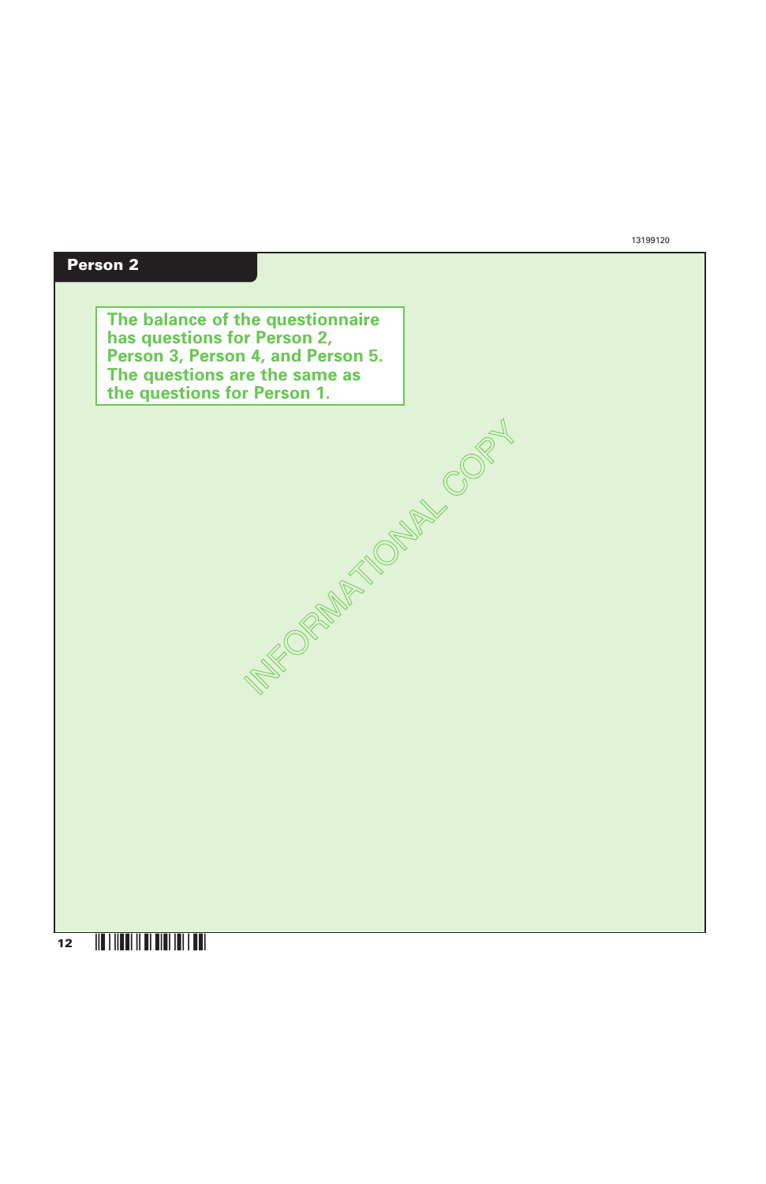13199120

## Person 2

**The balance of the questionnaire has questions for Person 2, Person 3, Person 4, and Person 5. The questions are the same as the questions for Person 1.**

INFORMATIONAL COPY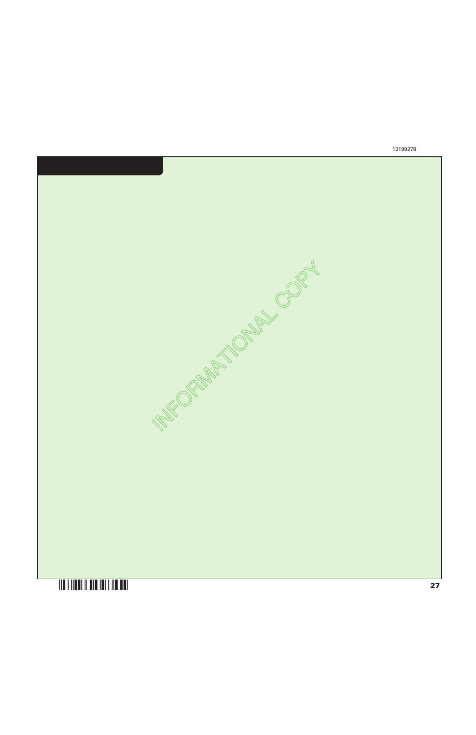13199278

INFORMATIONAL COPY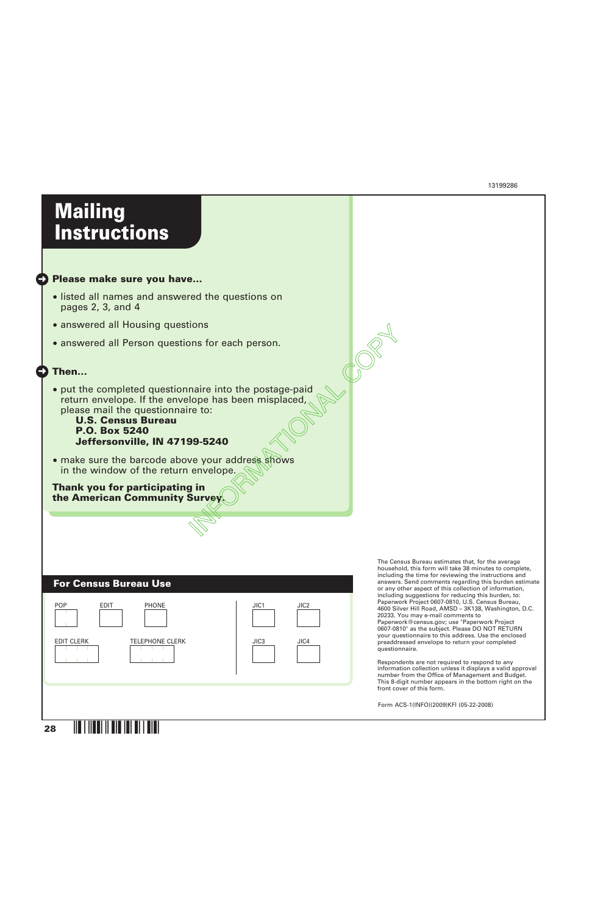13199286

# Mailing Instructions

**Please make sure you have...**

- listed all names and answered the questions on pages 2, 3, and 4
- answered all Housing questions
- answered all Person questions for each person.

**Then...**

- put the completed questionnaire into the postage-paid return envelope. If the envelope has been misplaced, please mail the questionnaire to:
  **U.S. Census Bureau**
  **P.O. Box 5240**
  **Jeffersonville, IN 47199-5240**
- make sure the barcode above your address shows in the window of the return envelope.

**Thank you for participating in the American Community Survey.**

INFORMATIONAL COPY

## For Census Bureau Use

POP    EDIT    PHONE    JIC1    JIC2

EDIT CLERK    TELEPHONE CLERK    JIC3    JIC4

The Census Bureau estimates that, for the average household, this form will take 38 minutes to complete, including the time for reviewing the instructions and answers. Send comments regarding this burden estimate or any other aspect of this collection of information, including suggestions for reducing this burden, to: Paperwork Project 0607-0810, U.S. Census Bureau, 4600 Silver Hill Road, AMSD – 3K138, Washington, D.C. 20233. You may e-mail comments to Paperwork@census.gov; use "Paperwork Project 0607-0810" as the subject. Please DO NOT RETURN your questionnaire to this address. Use the enclosed preaddressed envelope to return your completed questionnaire.

Respondents are not required to respond to any information collection unless it displays a valid approval number from the Office of Management and Budget. This 8-digit number appears in the bottom right on the front cover of this form.

Form ACS-1(INFO)(2009)KFI (05-22-2008)